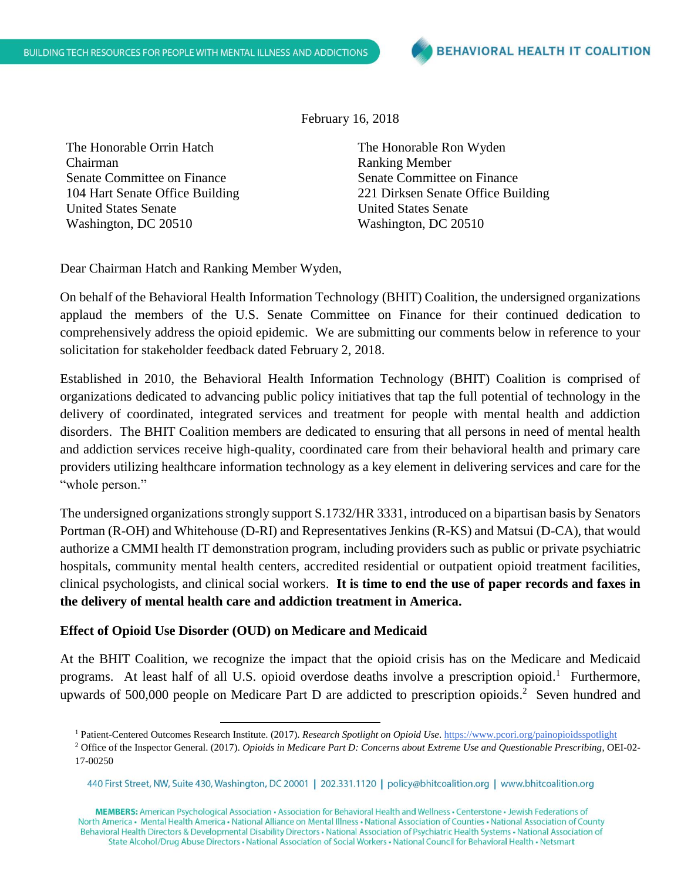BUILDING TECH RESOURCES FOR PEOPLE WITH MENTAL ILLNESS AND ADDICTIONS

BEHAVIORAL HEALTH IT COALITION

February 16, 2018

The Honorable Orrin Hatch
Chairman
Senate Committee on Finance
104 Hart Senate Office Building
United States Senate
Washington, DC 20510

The Honorable Ron Wyden
Ranking Member
Senate Committee on Finance
221 Dirksen Senate Office Building
United States Senate
Washington, DC 20510

Dear Chairman Hatch and Ranking Member Wyden,

On behalf of the Behavioral Health Information Technology (BHIT) Coalition, the undersigned organizations applaud the members of the U.S. Senate Committee on Finance for their continued dedication to comprehensively address the opioid epidemic. We are submitting our comments below in reference to your solicitation for stakeholder feedback dated February 2, 2018.

Established in 2010, the Behavioral Health Information Technology (BHIT) Coalition is comprised of organizations dedicated to advancing public policy initiatives that tap the full potential of technology in the delivery of coordinated, integrated services and treatment for people with mental health and addiction disorders. The BHIT Coalition members are dedicated to ensuring that all persons in need of mental health and addiction services receive high-quality, coordinated care from their behavioral health and primary care providers utilizing healthcare information technology as a key element in delivering services and care for the "whole person."

The undersigned organizations strongly support S.1732/HR 3331, introduced on a bipartisan basis by Senators Portman (R-OH) and Whitehouse (D-RI) and Representatives Jenkins (R-KS) and Matsui (D-CA), that would authorize a CMMI health IT demonstration program, including providers such as public or private psychiatric hospitals, community mental health centers, accredited residential or outpatient opioid treatment facilities, clinical psychologists, and clinical social workers. **It is time to end the use of paper records and faxes in the delivery of mental health care and addiction treatment in America.**

**Effect of Opioid Use Disorder (OUD) on Medicare and Medicaid**

At the BHIT Coalition, we recognize the impact that the opioid crisis has on the Medicare and Medicaid programs. At least half of all U.S. opioid overdose deaths involve a prescription opioid.[1] Furthermore, upwards of 500,000 people on Medicare Part D are addicted to prescription opioids.[2] Seven hundred and

---

[1] Patient-Centered Outcomes Research Institute. (2017). *Research Spotlight on Opioid Use*. https://www.pcori.org/painopioidsspotlight

[2] Office of the Inspector General. (2017). *Opioids in Medicare Part D: Concerns about Extreme Use and Questionable Prescribing*, OEI-02-17-00250

440 First Street, NW, Suite 430, Washington, DC 20001 | 202.331.1120 | policy@bhitcoalition.org | www.bhitcoalition.org

**MEMBERS:** American Psychological Association • Association for Behavioral Health and Wellness • Centerstone • Jewish Federations of North America • Mental Health America • National Alliance on Mental Illness • National Association of Counties • National Association of County Behavioral Health Directors & Developmental Disability Directors • National Association of Psychiatric Health Systems • National Association of State Alcohol/Drug Abuse Directors • National Association of Social Workers • National Council for Behavioral Health • Netsmart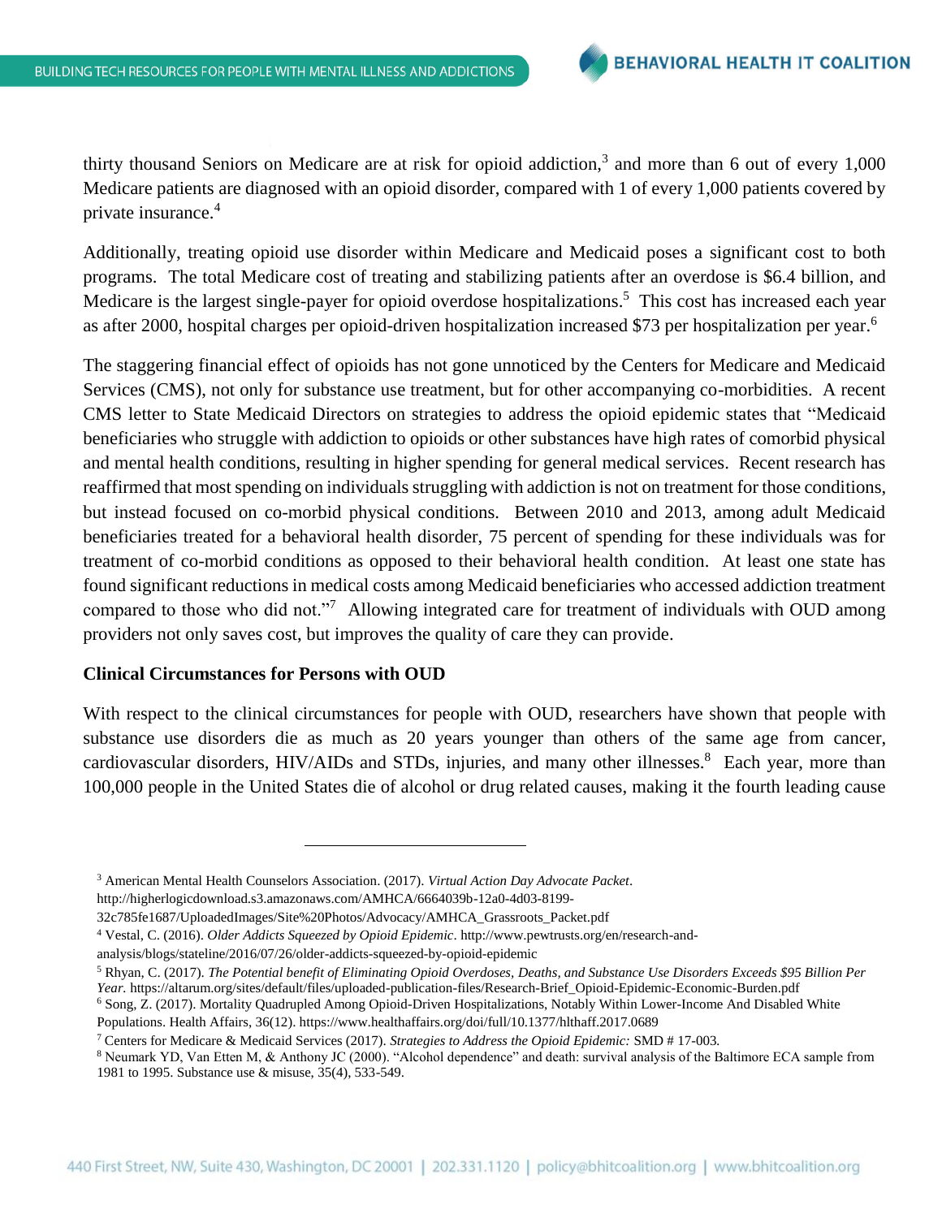thirty thousand Seniors on Medicare are at risk for opioid addiction,[3] and more than 6 out of every 1,000 Medicare patients are diagnosed with an opioid disorder, compared with 1 of every 1,000 patients covered by private insurance.[4]

Additionally, treating opioid use disorder within Medicare and Medicaid poses a significant cost to both programs. The total Medicare cost of treating and stabilizing patients after an overdose is $6.4 billion, and Medicare is the largest single-payer for opioid overdose hospitalizations.[5] This cost has increased each year as after 2000, hospital charges per opioid-driven hospitalization increased $73 per hospitalization per year.[6]

The staggering financial effect of opioids has not gone unnoticed by the Centers for Medicare and Medicaid Services (CMS), not only for substance use treatment, but for other accompanying co-morbidities. A recent CMS letter to State Medicaid Directors on strategies to address the opioid epidemic states that "Medicaid beneficiaries who struggle with addiction to opioids or other substances have high rates of comorbid physical and mental health conditions, resulting in higher spending for general medical services. Recent research has reaffirmed that most spending on individuals struggling with addiction is not on treatment for those conditions, but instead focused on co-morbid physical conditions. Between 2010 and 2013, among adult Medicaid beneficiaries treated for a behavioral health disorder, 75 percent of spending for these individuals was for treatment of co-morbid conditions as opposed to their behavioral health condition. At least one state has found significant reductions in medical costs among Medicaid beneficiaries who accessed addiction treatment compared to those who did not."[7] Allowing integrated care for treatment of individuals with OUD among providers not only saves cost, but improves the quality of care they can provide.

**Clinical Circumstances for Persons with OUD**

With respect to the clinical circumstances for people with OUD, researchers have shown that people with substance use disorders die as much as 20 years younger than others of the same age from cancer, cardiovascular disorders, HIV/AIDs and STDs, injuries, and many other illnesses.[8] Each year, more than 100,000 people in the United States die of alcohol or drug related causes, making it the fourth leading cause

---

[3] American Mental Health Counselors Association. (2017). *Virtual Action Day Advocate Packet*. http://higherlogicdownload.s3.amazonaws.com/AMHCA/6664039b-12a0-4d03-8199-32c785fe1687/UploadedImages/Site%20Photos/Advocacy/AMHCA_Grassroots_Packet.pdf

[4] Vestal, C. (2016). *Older Addicts Squeezed by Opioid Epidemic*. http://www.pewtrusts.org/en/research-and-analysis/blogs/stateline/2016/07/26/older-addicts-squeezed-by-opioid-epidemic

[5] Rhyan, C. (2017). *The Potential benefit of Eliminating Opioid Overdoses, Deaths, and Substance Use Disorders Exceeds $95 Billion Per Year.* https://altarum.org/sites/default/files/uploaded-publication-files/Research-Brief_Opioid-Epidemic-Economic-Burden.pdf

[6] Song, Z. (2017). Mortality Quadrupled Among Opioid-Driven Hospitalizations, Notably Within Lower-Income And Disabled White Populations. Health Affairs, 36(12). https://www.healthaffairs.org/doi/full/10.1377/hlthaff.2017.0689

[7] Centers for Medicare & Medicaid Services (2017). *Strategies to Address the Opioid Epidemic:* SMD # 17-003.

[8] Neumark YD, Van Etten M, & Anthony JC (2000). "Alcohol dependence" and death: survival analysis of the Baltimore ECA sample from 1981 to 1995. Substance use & misuse, 35(4), 533-549.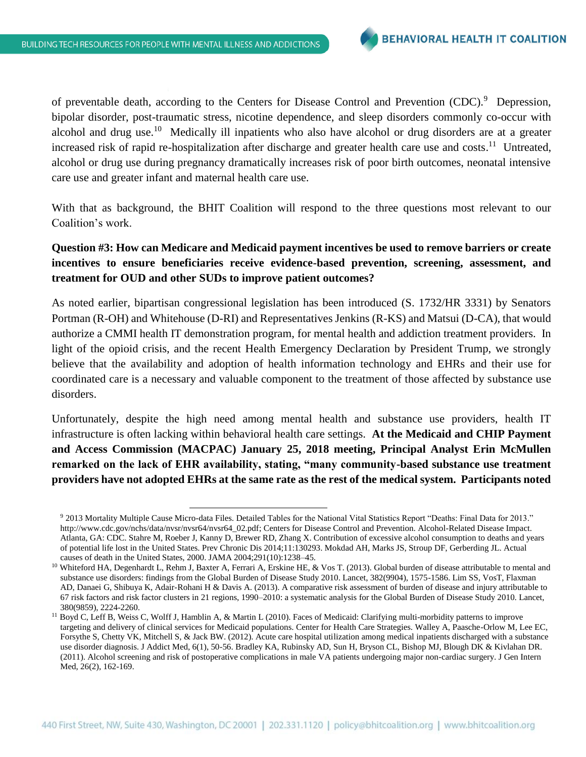of preventable death, according to the Centers for Disease Control and Prevention (CDC).[9] Depression, bipolar disorder, post-traumatic stress, nicotine dependence, and sleep disorders commonly co-occur with alcohol and drug use.[10] Medically ill inpatients who also have alcohol or drug disorders are at a greater increased risk of rapid re-hospitalization after discharge and greater health care use and costs.[11] Untreated, alcohol or drug use during pregnancy dramatically increases risk of poor birth outcomes, neonatal intensive care use and greater infant and maternal health care use.

With that as background, the BHIT Coalition will respond to the three questions most relevant to our Coalition's work.

**Question #3: How can Medicare and Medicaid payment incentives be used to remove barriers or create incentives to ensure beneficiaries receive evidence-based prevention, screening, assessment, and treatment for OUD and other SUDs to improve patient outcomes?**

As noted earlier, bipartisan congressional legislation has been introduced (S. 1732/HR 3331) by Senators Portman (R-OH) and Whitehouse (D-RI) and Representatives Jenkins (R-KS) and Matsui (D-CA), that would authorize a CMMI health IT demonstration program, for mental health and addiction treatment providers. In light of the opioid crisis, and the recent Health Emergency Declaration by President Trump, we strongly believe that the availability and adoption of health information technology and EHRs and their use for coordinated care is a necessary and valuable component to the treatment of those affected by substance use disorders.

Unfortunately, despite the high need among mental health and substance use providers, health IT infrastructure is often lacking within behavioral health care settings. **At the Medicaid and CHIP Payment and Access Commission (MACPAC) January 25, 2018 meeting, Principal Analyst Erin McMullen remarked on the lack of EHR availability, stating, "many community-based substance use treatment providers have not adopted EHRs at the same rate as the rest of the medical system. Participants noted**

---

[9] 2013 Mortality Multiple Cause Micro-data Files. Detailed Tables for the National Vital Statistics Report "Deaths: Final Data for 2013." http://www.cdc.gov/nchs/data/nvsr/nvsr64/nvsr64_02.pdf; Centers for Disease Control and Prevention. Alcohol-Related Disease Impact. Atlanta, GA: CDC. Stahre M, Roeber J, Kanny D, Brewer RD, Zhang X. Contribution of excessive alcohol consumption to deaths and years of potential life lost in the United States. Prev Chronic Dis 2014;11:130293. Mokdad AH, Marks JS, Stroup DF, Gerberding JL. Actual causes of death in the United States, 2000. JAMA 2004;291(10):1238–45.

[10] Whiteford HA, Degenhardt L, Rehm J, Baxter A, Ferrari A, Erskine HE, & Vos T. (2013). Global burden of disease attributable to mental and substance use disorders: findings from the Global Burden of Disease Study 2010. Lancet, 382(9904), 1575-1586. Lim SS, VosT, Flaxman AD, Danaei G, Shibuya K, Adair-Rohani H & Davis A. (2013). A comparative risk assessment of burden of disease and injury attributable to 67 risk factors and risk factor clusters in 21 regions, 1990–2010: a systematic analysis for the Global Burden of Disease Study 2010. Lancet, 380(9859), 2224-2260.

[11] Boyd C, Leff B, Weiss C, Wolff J, Hamblin A, & Martin L (2010). Faces of Medicaid: Clarifying multi-morbidity patterns to improve targeting and delivery of clinical services for Medicaid populations. Center for Health Care Strategies. Walley A, Paasche-Orlow M, Lee EC, Forsythe S, Chetty VK, Mitchell S, & Jack BW. (2012). Acute care hospital utilization among medical inpatients discharged with a substance use disorder diagnosis. J Addict Med, 6(1), 50-56. Bradley KA, Rubinsky AD, Sun H, Bryson CL, Bishop MJ, Blough DK & Kivlahan DR. (2011). Alcohol screening and risk of postoperative complications in male VA patients undergoing major non-cardiac surgery. J Gen Intern Med, 26(2), 162-169.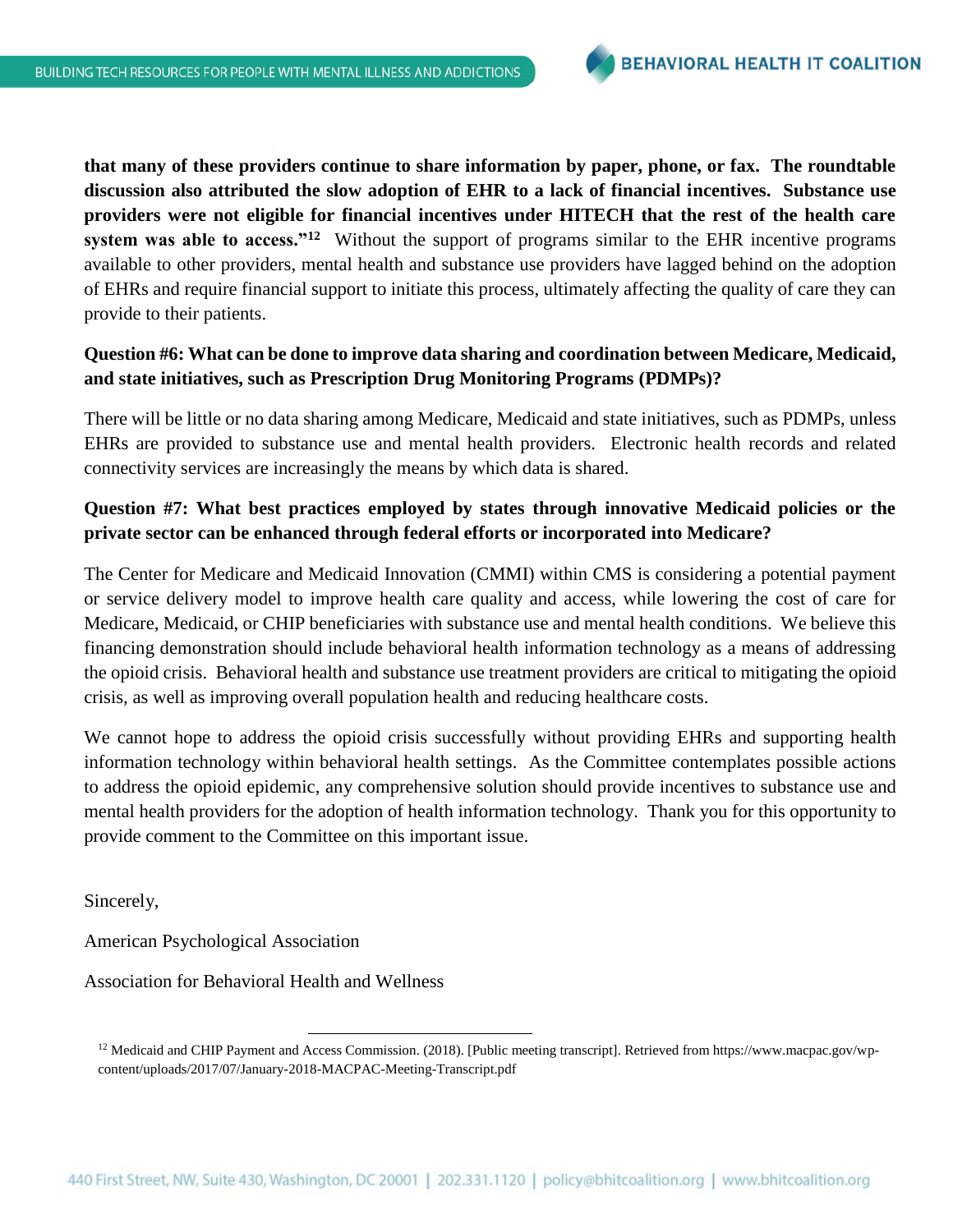**that many of these providers continue to share information by paper, phone, or fax. The roundtable discussion also attributed the slow adoption of EHR to a lack of financial incentives. Substance use providers were not eligible for financial incentives under HITECH that the rest of the health care system was able to access."**[12] Without the support of programs similar to the EHR incentive programs available to other providers, mental health and substance use providers have lagged behind on the adoption of EHRs and require financial support to initiate this process, ultimately affecting the quality of care they can provide to their patients.

**Question #6: What can be done to improve data sharing and coordination between Medicare, Medicaid, and state initiatives, such as Prescription Drug Monitoring Programs (PDMPs)?**

There will be little or no data sharing among Medicare, Medicaid and state initiatives, such as PDMPs, unless EHRs are provided to substance use and mental health providers. Electronic health records and related connectivity services are increasingly the means by which data is shared.

**Question #7: What best practices employed by states through innovative Medicaid policies or the private sector can be enhanced through federal efforts or incorporated into Medicare?**

The Center for Medicare and Medicaid Innovation (CMMI) within CMS is considering a potential payment or service delivery model to improve health care quality and access, while lowering the cost of care for Medicare, Medicaid, or CHIP beneficiaries with substance use and mental health conditions. We believe this financing demonstration should include behavioral health information technology as a means of addressing the opioid crisis. Behavioral health and substance use treatment providers are critical to mitigating the opioid crisis, as well as improving overall population health and reducing healthcare costs.

We cannot hope to address the opioid crisis successfully without providing EHRs and supporting health information technology within behavioral health settings. As the Committee contemplates possible actions to address the opioid epidemic, any comprehensive solution should provide incentives to substance use and mental health providers for the adoption of health information technology. Thank you for this opportunity to provide comment to the Committee on this important issue.

Sincerely,

American Psychological Association

Association for Behavioral Health and Wellness

---

[12] Medicaid and CHIP Payment and Access Commission. (2018). [Public meeting transcript]. Retrieved from https://www.macpac.gov/wp-content/uploads/2017/07/January-2018-MACPAC-Meeting-Transcript.pdf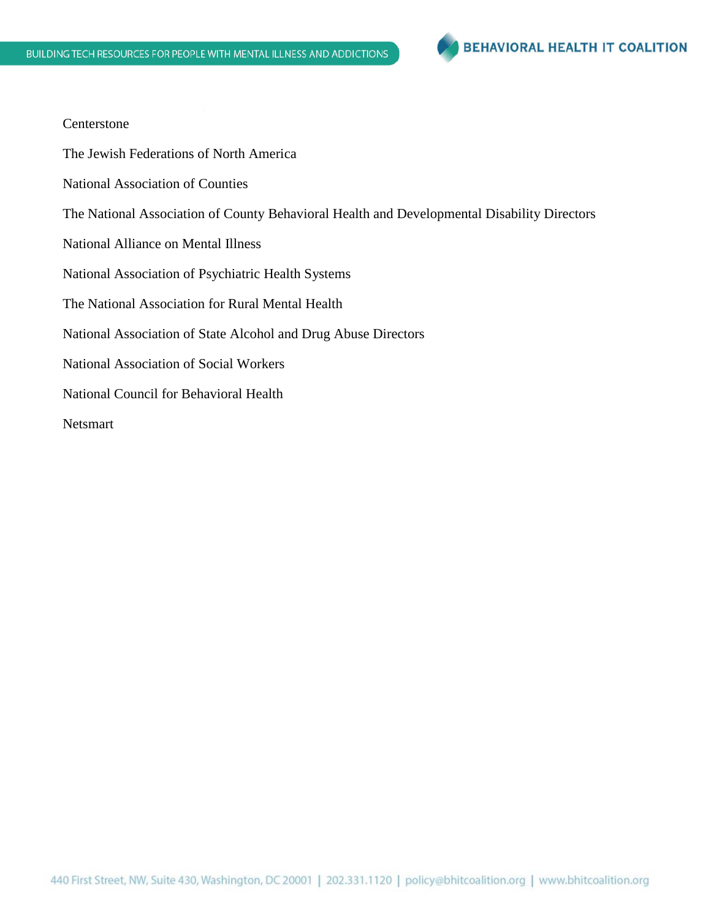Centerstone

The Jewish Federations of North America

National Association of Counties

The National Association of County Behavioral Health and Developmental Disability Directors

National Alliance on Mental Illness

National Association of Psychiatric Health Systems

The National Association for Rural Mental Health

National Association of State Alcohol and Drug Abuse Directors

National Association of Social Workers

National Council for Behavioral Health

Netsmart